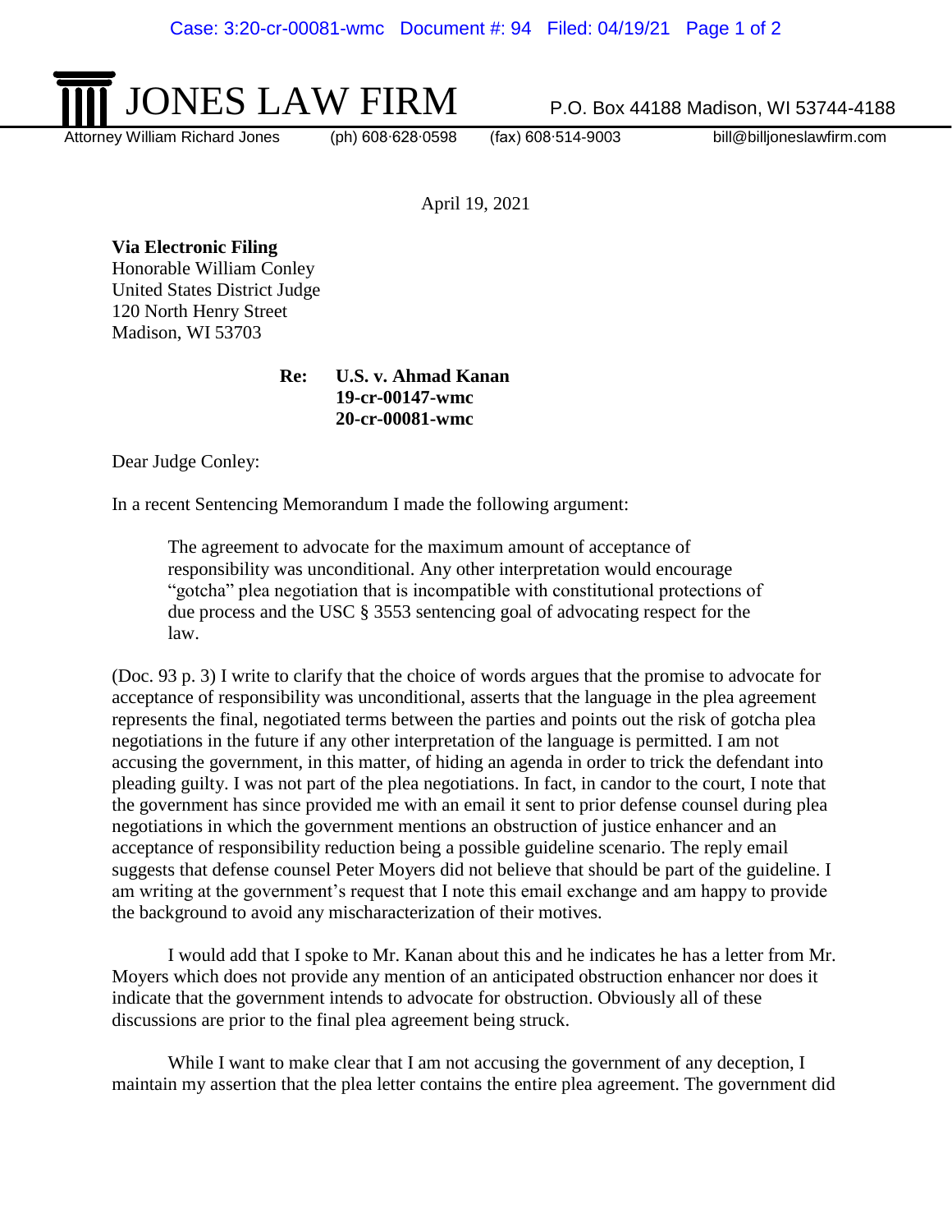# JONES LAW FIRM

P.O. Box 44188 Madison, WI 53744-4188

Attorney William Richard Jones (ph) 608·628·0598 (fax) 608·514-9003 bill@billjoneslawfirm.com

April 19, 2021

**Via Electronic Filing**
Honorable William Conley
United States District Judge
120 North Henry Street
Madison, WI 53703

**Re: U.S. v. Ahmad Kanan**
**19-cr-00147-wmc**
**20-cr-00081-wmc**

Dear Judge Conley:

In a recent Sentencing Memorandum I made the following argument:

> The agreement to advocate for the maximum amount of acceptance of responsibility was unconditional. Any other interpretation would encourage "gotcha" plea negotiation that is incompatible with constitutional protections of due process and the USC § 3553 sentencing goal of advocating respect for the law.

(Doc. 93 p. 3) I write to clarify that the choice of words argues that the promise to advocate for acceptance of responsibility was unconditional, asserts that the language in the plea agreement represents the final, negotiated terms between the parties and points out the risk of gotcha plea negotiations in the future if any other interpretation of the language is permitted. I am not accusing the government, in this matter, of hiding an agenda in order to trick the defendant into pleading guilty. I was not part of the plea negotiations. In fact, in candor to the court, I note that the government has since provided me with an email it sent to prior defense counsel during plea negotiations in which the government mentions an obstruction of justice enhancer and an acceptance of responsibility reduction being a possible guideline scenario. The reply email suggests that defense counsel Peter Moyers did not believe that should be part of the guideline. I am writing at the government's request that I note this email exchange and am happy to provide the background to avoid any mischaracterization of their motives.

I would add that I spoke to Mr. Kanan about this and he indicates he has a letter from Mr. Moyers which does not provide any mention of an anticipated obstruction enhancer nor does it indicate that the government intends to advocate for obstruction. Obviously all of these discussions are prior to the final plea agreement being struck.

While I want to make clear that I am not accusing the government of any deception, I maintain my assertion that the plea letter contains the entire plea agreement. The government did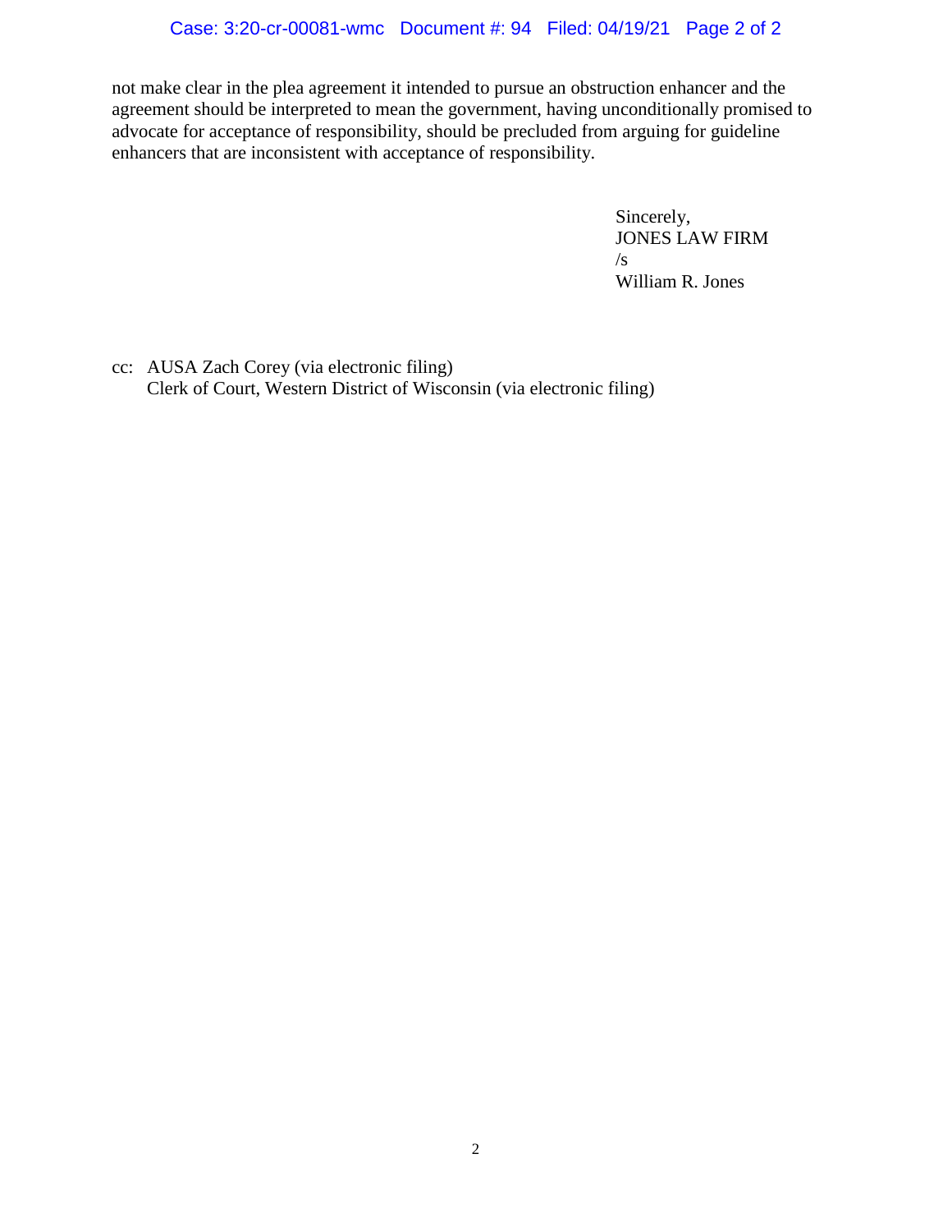not make clear in the plea agreement it intended to pursue an obstruction enhancer and the agreement should be interpreted to mean the government, having unconditionally promised to advocate for acceptance of responsibility, should be precluded from arguing for guideline enhancers that are inconsistent with acceptance of responsibility.

Sincerely,
JONES LAW FIRM
/s
William R. Jones

cc: AUSA Zach Corey (via electronic filing)
Clerk of Court, Western District of Wisconsin (via electronic filing)